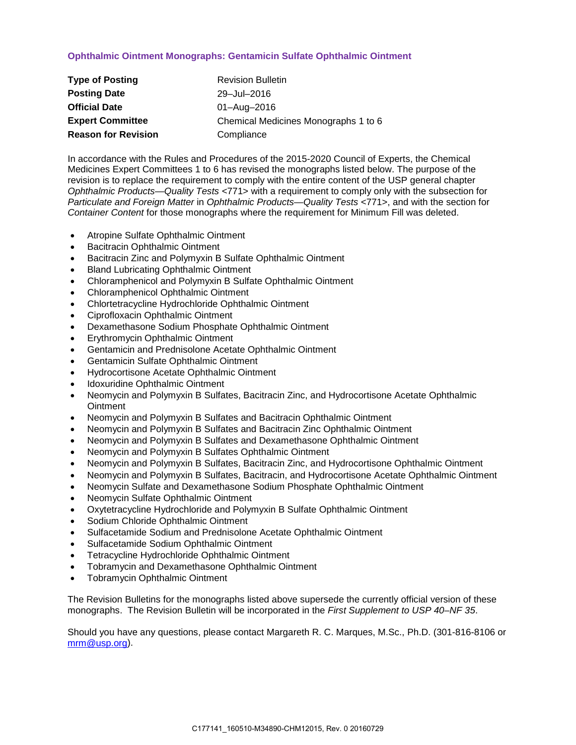# Ophthalmic Ointment Monographs: Gentamicin Sulfate Ophthalmic Ointment

| | |
|---|---|
| **Type of Posting** | Revision Bulletin |
| **Posting Date** | 29–Jul–2016 |
| **Official Date** | 01–Aug–2016 |
| **Expert Committee** | Chemical Medicines Monographs 1 to 6 |
| **Reason for Revision** | Compliance |

In accordance with the Rules and Procedures of the 2015-2020 Council of Experts, the Chemical Medicines Expert Committees 1 to 6 has revised the monographs listed below. The purpose of the revision is to replace the requirement to comply with the entire content of the USP general chapter *Ophthalmic Products—Quality Tests* <771> with a requirement to comply only with the subsection for *Particulate and Foreign Matter* in *Ophthalmic Products—Quality Tests* <771>, and with the section for *Container Content* for those monographs where the requirement for Minimum Fill was deleted.

- Atropine Sulfate Ophthalmic Ointment
- Bacitracin Ophthalmic Ointment
- Bacitracin Zinc and Polymyxin B Sulfate Ophthalmic Ointment
- Bland Lubricating Ophthalmic Ointment
- Chloramphenicol and Polymyxin B Sulfate Ophthalmic Ointment
- Chloramphenicol Ophthalmic Ointment
- Chlortetracycline Hydrochloride Ophthalmic Ointment
- Ciprofloxacin Ophthalmic Ointment
- Dexamethasone Sodium Phosphate Ophthalmic Ointment
- Erythromycin Ophthalmic Ointment
- Gentamicin and Prednisolone Acetate Ophthalmic Ointment
- Gentamicin Sulfate Ophthalmic Ointment
- Hydrocortisone Acetate Ophthalmic Ointment
- Idoxuridine Ophthalmic Ointment
- Neomycin and Polymyxin B Sulfates, Bacitracin Zinc, and Hydrocortisone Acetate Ophthalmic Ointment
- Neomycin and Polymyxin B Sulfates and Bacitracin Ophthalmic Ointment
- Neomycin and Polymyxin B Sulfates and Bacitracin Zinc Ophthalmic Ointment
- Neomycin and Polymyxin B Sulfates and Dexamethasone Ophthalmic Ointment
- Neomycin and Polymyxin B Sulfates Ophthalmic Ointment
- Neomycin and Polymyxin B Sulfates, Bacitracin Zinc, and Hydrocortisone Ophthalmic Ointment
- Neomycin and Polymyxin B Sulfates, Bacitracin, and Hydrocortisone Acetate Ophthalmic Ointment
- Neomycin Sulfate and Dexamethasone Sodium Phosphate Ophthalmic Ointment
- Neomycin Sulfate Ophthalmic Ointment
- Oxytetracycline Hydrochloride and Polymyxin B Sulfate Ophthalmic Ointment
- Sodium Chloride Ophthalmic Ointment
- Sulfacetamide Sodium and Prednisolone Acetate Ophthalmic Ointment
- Sulfacetamide Sodium Ophthalmic Ointment
- Tetracycline Hydrochloride Ophthalmic Ointment
- Tobramycin and Dexamethasone Ophthalmic Ointment
- Tobramycin Ophthalmic Ointment

The Revision Bulletins for the monographs listed above supersede the currently official version of these monographs. The Revision Bulletin will be incorporated in the *First Supplement to USP 40–NF 35*.

Should you have any questions, please contact Margareth R. C. Marques, M.Sc., Ph.D. (301-816-8106 or mrm@usp.org).

C177141_160510-M34890-CHM12015, Rev. 0 20160729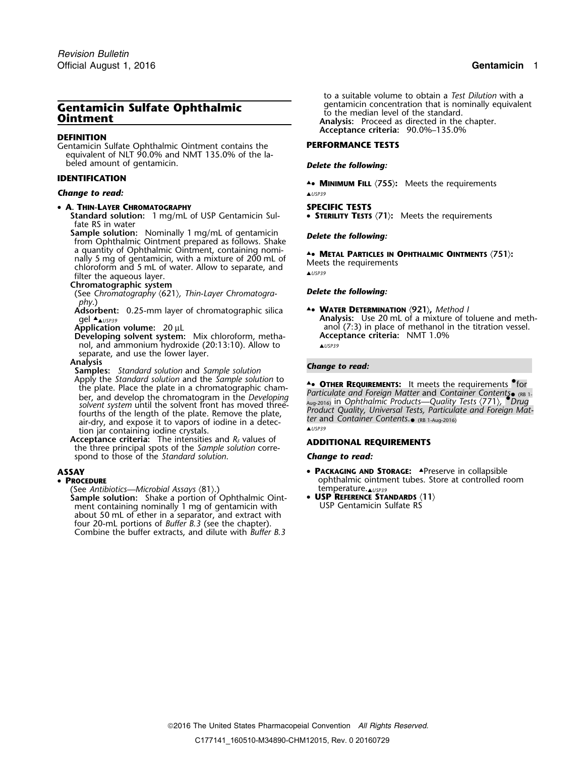# Gentamicin Sulfate Ophthalmic Ointment

**DEFINITION**

Gentamicin Sulfate Ophthalmic Ointment contains the equivalent of NLT 90.0% and NMT 135.0% of the labeled amount of gentamicin.

**IDENTIFICATION**

***Change to read:***

- **A. Thin-Layer Chromatography**

  **Standard solution:** 1 mg/mL of USP Gentamicin Sulfate RS in water

  **Sample solution:** Nominally 1 mg/mL of gentamicin from Ophthalmic Ointment prepared as follows. Shake a quantity of Ophthalmic Ointment, containing nominally 5 mg of gentamicin, with a mixture of 200 mL of chloroform and 5 mL of water. Allow to separate, and filter the aqueous layer.

  **Chromatographic system**

  (See *Chromatography* ⟨621⟩, *Thin-Layer Chromatography*.)

  **Adsorbent:** 0.25-mm layer of chromatographic silica gel ▲▲USP39

  **Application volume:** 20 µL

  **Developing solvent system:** Mix chloroform, methanol, and ammonium hydroxide (20:13:10). Allow to separate, and use the lower layer.

  **Analysis**

  **Samples:** *Standard solution* and *Sample solution*

  Apply the *Standard solution* and the *Sample solution* to the plate. Place the plate in a chromatographic chamber, and develop the chromatogram in the *Developing solvent system* until the solvent front has moved three-fourths of the length of the plate. Remove the plate, air-dry, and expose it to vapors of iodine in a detection jar containing iodine crystals.

  **Acceptance criteria:** The intensities and $R_F$ values of the three principal spots of the *Sample solution* correspond to those of the *Standard solution*.

**ASSAY**

- **Procedure**

  (See *Antibiotics—Microbial Assays* ⟨81⟩.)

  **Sample solution:** Shake a portion of Ophthalmic Ointment containing nominally 1 mg of gentamicin with about 50 mL of ether in a separator, and extract with four 20-mL portions of *Buffer B.3* (see the chapter). Combine the buffer extracts, and dilute with *Buffer B.3* to a suitable volume to obtain a *Test Dilution* with a gentamicin concentration that is nominally equivalent to the median level of the standard.

  **Analysis:** Proceed as directed in the chapter.

  **Acceptance criteria:** 90.0%–135.0%

**PERFORMANCE TESTS**

***Delete the following:***

▲• **Minimum Fill** ⟨755⟩**:** Meets the requirements ▲USP39

**SPECIFIC TESTS**

- **Sterility Tests** ⟨71⟩**:** Meets the requirements

***Delete the following:***

▲• **Metal Particles in Ophthalmic Ointments** ⟨751⟩**:** Meets the requirements ▲USP39

***Delete the following:***

▲• **Water Determination** ⟨921⟩**,** *Method I*

  **Analysis:** Use 20 mL of a mixture of toluene and methanol (7:3) in place of methanol in the titration vessel.

  **Acceptance criteria:** NMT 1.0% ▲USP39

***Change to read:***

▲• **Other Requirements:** It meets the requirements •for *Particulate and Foreign Matter* and *Container Contents*• (RB 1-Aug-2016) in *Ophthalmic Products—Quality Tests* ⟨771⟩, •*Drug Product Quality, Universal Tests, Particulate and Foreign Matter* and *Container Contents*.• (RB 1-Aug-2016) ▲USP39

**ADDITIONAL REQUIREMENTS**

***Change to read:***

- **Packaging and Storage:** ▲Preserve in collapsible ophthalmic ointment tubes. Store at controlled room temperature.▲USP39
- **USP Reference Standards** ⟨11⟩

  USP Gentamicin Sulfate RS